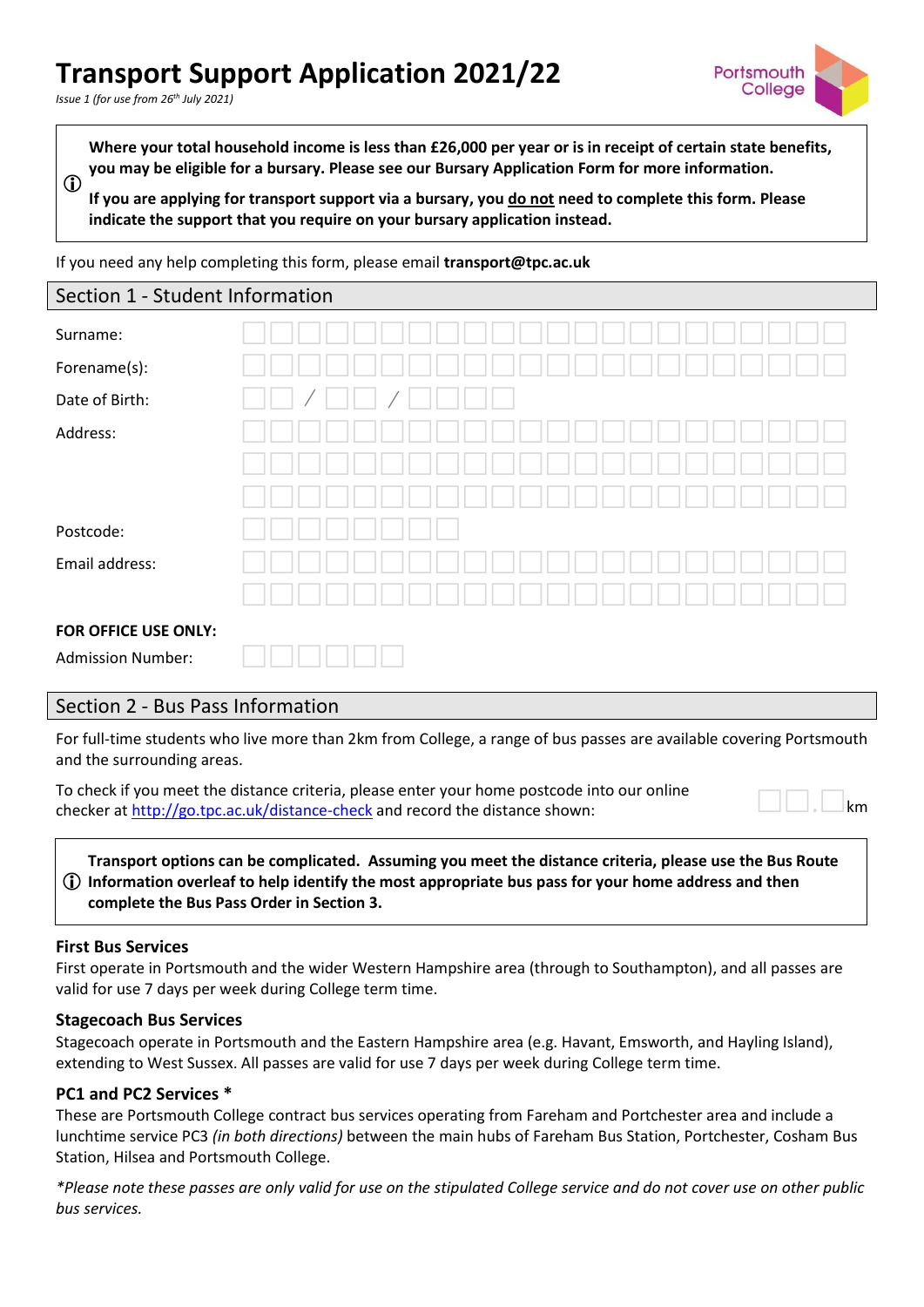# Transport Support Application 2021/22

*Issue 1 (for use from 26th July 2021)*

**Where your total household income is less than £26,000 per year or is in receipt of certain state benefits, you may be eligible for a bursary. Please see our Bursary Application Form for more information.**

**If you are applying for transport support via a bursary, you do not need to complete this form. Please indicate the support that you require on your bursary application instead.**

If you need any help completing this form, please email **transport@tpc.ac.uk**

## Section 1 - Student Information

Surname:

Forename(s):

Date of Birth: __ __ / __ __ / __ __ __ __

Address:

Postcode:

Email address:

**FOR OFFICE USE ONLY:**

Admission Number:

## Section 2 - Bus Pass Information

For full-time students who live more than 2km from College, a range of bus passes are available covering Portsmouth and the surrounding areas.

To check if you meet the distance criteria, please enter your home postcode into our online checker at http://go.tpc.ac.uk/distance-check and record the distance shown: __ __ . __ km

**Transport options can be complicated. Assuming you meet the distance criteria, please use the Bus Route Information overleaf to help identify the most appropriate bus pass for your home address and then complete the Bus Pass Order in Section 3.**

### First Bus Services

First operate in Portsmouth and the wider Western Hampshire area (through to Southampton), and all passes are valid for use 7 days per week during College term time.

### Stagecoach Bus Services

Stagecoach operate in Portsmouth and the Eastern Hampshire area (e.g. Havant, Emsworth, and Hayling Island), extending to West Sussex. All passes are valid for use 7 days per week during College term time.

### PC1 and PC2 Services *

These are Portsmouth College contract bus services operating from Fareham and Portchester area and include a lunchtime service PC3 *(in both directions)* between the main hubs of Fareham Bus Station, Portchester, Cosham Bus Station, Hilsea and Portsmouth College.

*\*Please note these passes are only valid for use on the stipulated College service and do not cover use on other public bus services.*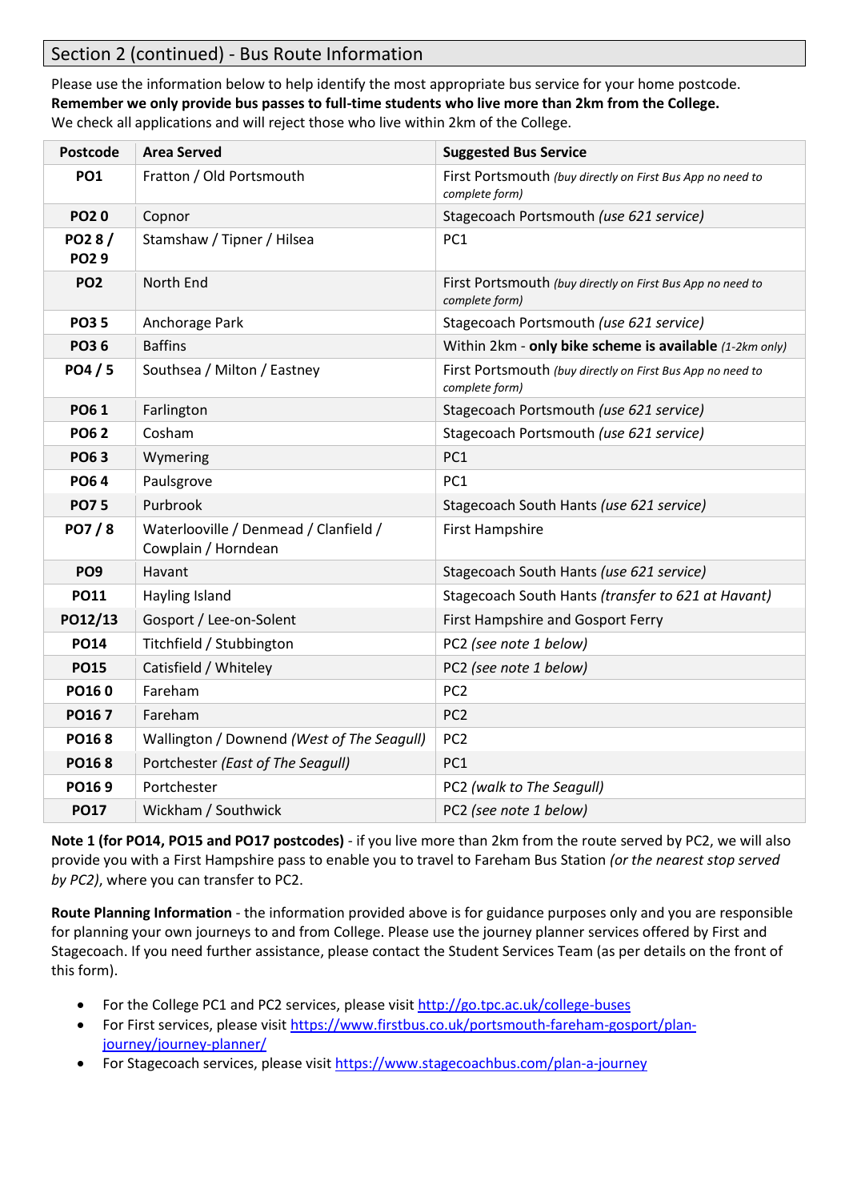## Section 2 (continued) - Bus Route Information

Please use the information below to help identify the most appropriate bus service for your home postcode.
**Remember we only provide bus passes to full-time students who live more than 2km from the College.**
We check all applications and will reject those who live within 2km of the College.

| Postcode | Area Served | Suggested Bus Service |
|---|---|---|
| **PO1** | Fratton / Old Portsmouth | First Portsmouth *(buy directly on First Bus App no need to complete form)* |
| **PO2 0** | Copnor | Stagecoach Portsmouth *(use 621 service)* |
| **PO2 8 / PO2 9** | Stamshaw / Tipner / Hilsea | PC1 |
| **PO2** | North End | First Portsmouth *(buy directly on First Bus App no need to complete form)* |
| **PO3 5** | Anchorage Park | Stagecoach Portsmouth *(use 621 service)* |
| **PO3 6** | Baffins | Within 2km - **only bike scheme is available** *(1-2km only)* |
| **PO4 / 5** | Southsea / Milton / Eastney | First Portsmouth *(buy directly on First Bus App no need to complete form)* |
| **PO6 1** | Farlington | Stagecoach Portsmouth *(use 621 service)* |
| **PO6 2** | Cosham | Stagecoach Portsmouth *(use 621 service)* |
| **PO6 3** | Wymering | PC1 |
| **PO6 4** | Paulsgrove | PC1 |
| **PO7 5** | Purbrook | Stagecoach South Hants *(use 621 service)* |
| **PO7 / 8** | Waterlooville / Denmead / Clanfield / Cowplain / Horndean | First Hampshire |
| **PO9** | Havant | Stagecoach South Hants *(use 621 service)* |
| **PO11** | Hayling Island | Stagecoach South Hants *(transfer to 621 at Havant)* |
| **PO12/13** | Gosport / Lee-on-Solent | First Hampshire and Gosport Ferry |
| **PO14** | Titchfield / Stubbington | PC2 *(see note 1 below)* |
| **PO15** | Catisfield / Whiteley | PC2 *(see note 1 below)* |
| **PO16 0** | Fareham | PC2 |
| **PO16 7** | Fareham | PC2 |
| **PO16 8** | Wallington / Downend *(West of The Seagull)* | PC2 |
| **PO16 8** | Portchester *(East of The Seagull)* | PC1 |
| **PO16 9** | Portchester | PC2 *(walk to The Seagull)* |
| **PO17** | Wickham / Southwick | PC2 *(see note 1 below)* |

**Note 1 (for PO14, PO15 and PO17 postcodes)** - if you live more than 2km from the route served by PC2, we will also provide you with a First Hampshire pass to enable you to travel to Fareham Bus Station *(or the nearest stop served by PC2)*, where you can transfer to PC2.

**Route Planning Information** - the information provided above is for guidance purposes only and you are responsible for planning your own journeys to and from College. Please use the journey planner services offered by First and Stagecoach. If you need further assistance, please contact the Student Services Team (as per details on the front of this form).

- For the College PC1 and PC2 services, please visit http://go.tpc.ac.uk/college-buses
- For First services, please visit https://www.firstbus.co.uk/portsmouth-fareham-gosport/plan-journey/journey-planner/
- For Stagecoach services, please visit https://www.stagecoachbus.com/plan-a-journey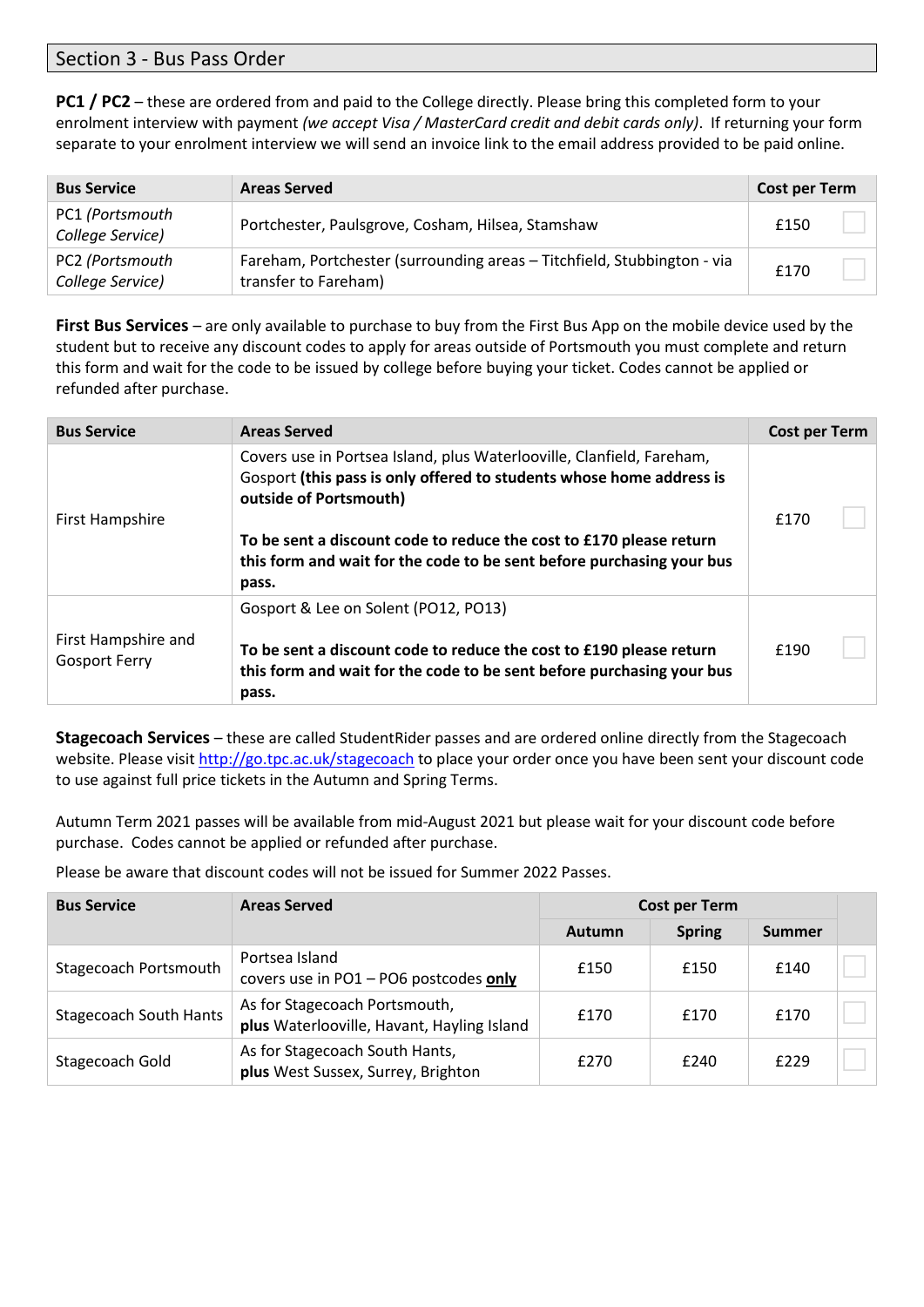## Section 3 - Bus Pass Order

**PC1 / PC2** – these are ordered from and paid to the College directly. Please bring this completed form to your enrolment interview with payment *(we accept Visa / MasterCard credit and debit cards only)*. If returning your form separate to your enrolment interview we will send an invoice link to the email address provided to be paid online.

| Bus Service | Areas Served | Cost per Term | |
|---|---|---|---|
| PC1 *(Portsmouth College Service)* | Portchester, Paulsgrove, Cosham, Hilsea, Stamshaw | £150 | ☐ |
| PC2 *(Portsmouth College Service)* | Fareham, Portchester (surrounding areas – Titchfield, Stubbington - via transfer to Fareham) | £170 | ☐ |

**First Bus Services** – are only available to purchase to buy from the First Bus App on the mobile device used by the student but to receive any discount codes to apply for areas outside of Portsmouth you must complete and return this form and wait for the code to be issued by college before buying your ticket. Codes cannot be applied or refunded after purchase.

| Bus Service | Areas Served | Cost per Term | |
|---|---|---|---|
| First Hampshire | Covers use in Portsea Island, plus Waterlooville, Clanfield, Fareham, Gosport **(this pass is only offered to students whose home address is outside of Portsmouth)**<br><br>**To be sent a discount code to reduce the cost to £170 please return this form and wait for the code to be sent before purchasing your bus pass.** | £170 | ☐ |
| First Hampshire and Gosport Ferry | Gosport & Lee on Solent (PO12, PO13)<br><br>**To be sent a discount code to reduce the cost to £190 please return this form and wait for the code to be sent before purchasing your bus pass.** | £190 | ☐ |

**Stagecoach Services** – these are called StudentRider passes and are ordered online directly from the Stagecoach website. Please visit http://go.tpc.ac.uk/stagecoach to place your order once you have been sent your discount code to use against full price tickets in the Autumn and Spring Terms.

Autumn Term 2021 passes will be available from mid-August 2021 but please wait for your discount code before purchase. Codes cannot be applied or refunded after purchase.

Please be aware that discount codes will not be issued for Summer 2022 Passes.

| Bus Service | Areas Served | Cost per Term | | | |
|---|---|---|---|---|---|
| | | Autumn | Spring | Summer | |
| Stagecoach Portsmouth | Portsea Island<br>covers use in PO1 – PO6 postcodes **only** | £150 | £150 | £140 | ☐ |
| Stagecoach South Hants | As for Stagecoach Portsmouth,<br>**plus** Waterlooville, Havant, Hayling Island | £170 | £170 | £170 | ☐ |
| Stagecoach Gold | As for Stagecoach South Hants,<br>**plus** West Sussex, Surrey, Brighton | £270 | £240 | £229 | ☐ |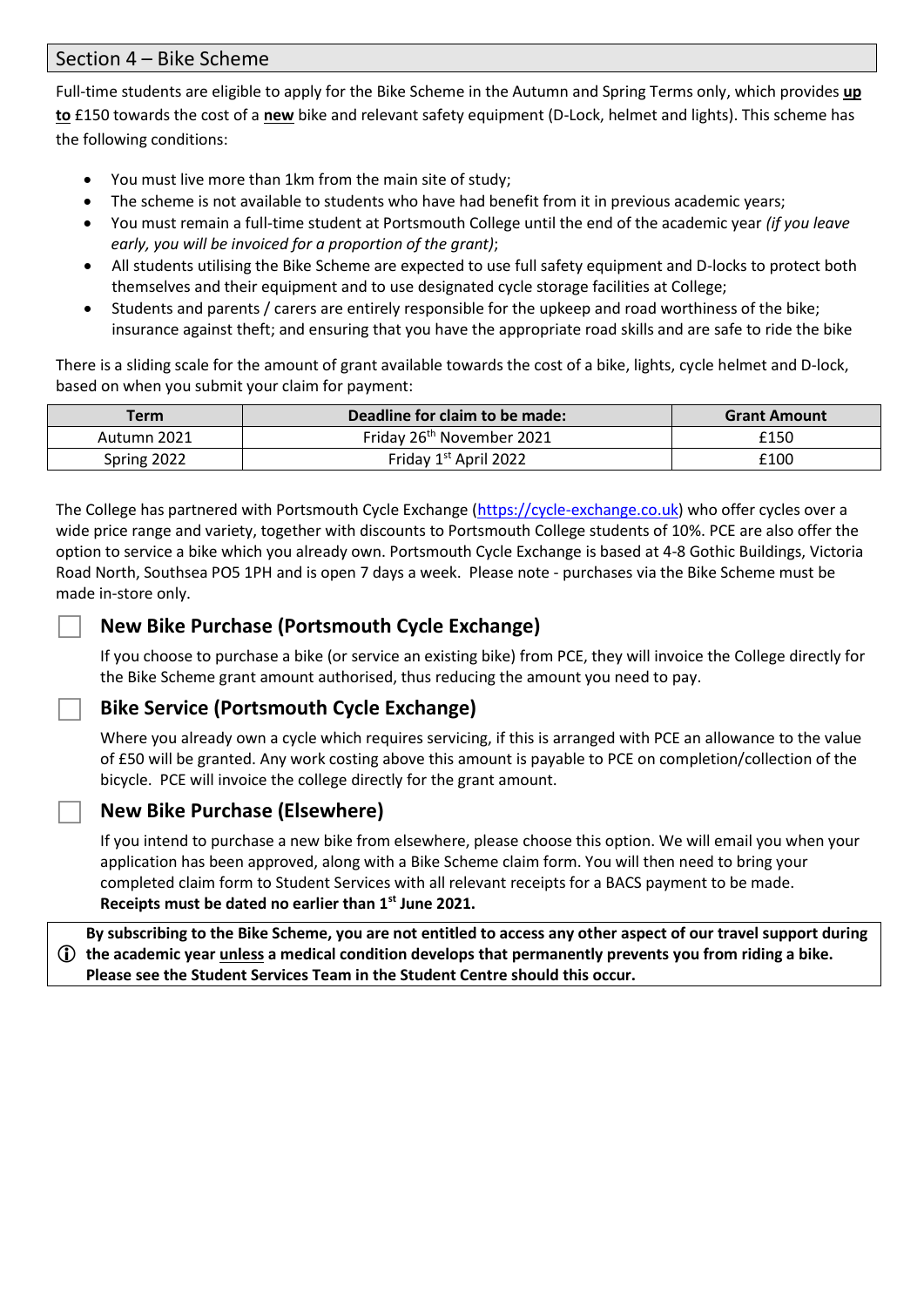## Section 4 – Bike Scheme

Full-time students are eligible to apply for the Bike Scheme in the Autumn and Spring Terms only, which provides **up to** £150 towards the cost of a **new** bike and relevant safety equipment (D-Lock, helmet and lights). This scheme has the following conditions:

- You must live more than 1km from the main site of study;
- The scheme is not available to students who have had benefit from it in previous academic years;
- You must remain a full-time student at Portsmouth College until the end of the academic year *(if you leave early, you will be invoiced for a proportion of the grant)*;
- All students utilising the Bike Scheme are expected to use full safety equipment and D-locks to protect both themselves and their equipment and to use designated cycle storage facilities at College;
- Students and parents / carers are entirely responsible for the upkeep and road worthiness of the bike; insurance against theft; and ensuring that you have the appropriate road skills and are safe to ride the bike

There is a sliding scale for the amount of grant available towards the cost of a bike, lights, cycle helmet and D-lock, based on when you submit your claim for payment:

| Term | Deadline for claim to be made: | Grant Amount |
|---|---|---|
| Autumn 2021 | Friday 26th November 2021 | £150 |
| Spring 2022 | Friday 1st April 2022 | £100 |

The College has partnered with Portsmouth Cycle Exchange (https://cycle-exchange.co.uk) who offer cycles over a wide price range and variety, together with discounts to Portsmouth College students of 10%. PCE are also offer the option to service a bike which you already own. Portsmouth Cycle Exchange is based at 4-8 Gothic Buildings, Victoria Road North, Southsea PO5 1PH and is open 7 days a week. Please note - purchases via the Bike Scheme must be made in-store only.

☐ **New Bike Purchase (Portsmouth Cycle Exchange)**

If you choose to purchase a bike (or service an existing bike) from PCE, they will invoice the College directly for the Bike Scheme grant amount authorised, thus reducing the amount you need to pay.

☐ **Bike Service (Portsmouth Cycle Exchange)**

Where you already own a cycle which requires servicing, if this is arranged with PCE an allowance to the value of £50 will be granted. Any work costing above this amount is payable to PCE on completion/collection of the bicycle. PCE will invoice the college directly for the grant amount.

☐ **New Bike Purchase (Elsewhere)**

If you intend to purchase a new bike from elsewhere, please choose this option. We will email you when your application has been approved, along with a Bike Scheme claim form. You will then need to bring your completed claim form to Student Services with all relevant receipts for a BACS payment to be made.
**Receipts must be dated no earlier than 1st June 2021.**

ⓘ **By subscribing to the Bike Scheme, you are not entitled to access any other aspect of our travel support during the academic year unless a medical condition develops that permanently prevents you from riding a bike. Please see the Student Services Team in the Student Centre should this occur.**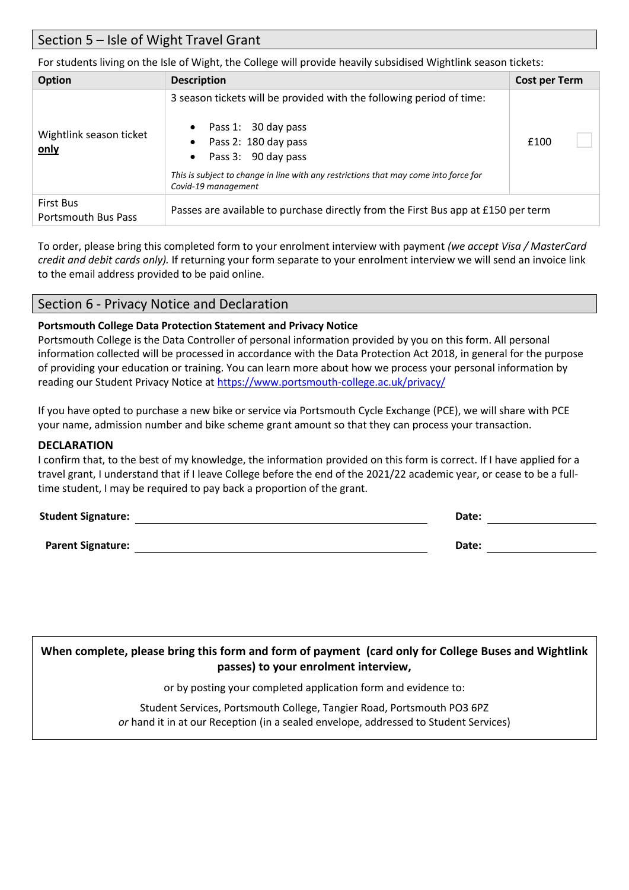## Section 5 – Isle of Wight Travel Grant

For students living on the Isle of Wight, the College will provide heavily subsidised Wightlink season tickets:

| Option | Description | Cost per Term |
| --- | --- | --- |
| Wightlink season ticket **only** | 3 season tickets will be provided with the following period of time:<br>• Pass 1: 30 day pass<br>• Pass 2: 180 day pass<br>• Pass 3: 90 day pass<br>*This is subject to change in line with any restrictions that may come into force for Covid-19 management* | £100 ☐ |
| First Bus Portsmouth Bus Pass | Passes are available to purchase directly from the First Bus app at £150 per term | |

To order, please bring this completed form to your enrolment interview with payment *(we accept Visa / MasterCard credit and debit cards only).* If returning your form separate to your enrolment interview we will send an invoice link to the email address provided to be paid online.

## Section 6 - Privacy Notice and Declaration

**Portsmouth College Data Protection Statement and Privacy Notice**

Portsmouth College is the Data Controller of personal information provided by you on this form. All personal information collected will be processed in accordance with the Data Protection Act 2018, in general for the purpose of providing your education or training. You can learn more about how we process your personal information by reading our Student Privacy Notice at https://www.portsmouth-college.ac.uk/privacy/

If you have opted to purchase a new bike or service via Portsmouth Cycle Exchange (PCE), we will share with PCE your name, admission number and bike scheme grant amount so that they can process your transaction.

### DECLARATION

I confirm that, to the best of my knowledge, the information provided on this form is correct. If I have applied for a travel grant, I understand that if I leave College before the end of the 2021/22 academic year, or cease to be a full-time student, I may be required to pay back a proportion of the grant.

**Student Signature:** ____________________ **Date:** __________

**Parent Signature:** ____________________ **Date:** __________

**When complete, please bring this form and form of payment (card only for College Buses and Wightlink passes) to your enrolment interview,**

or by posting your completed application form and evidence to:

Student Services, Portsmouth College, Tangier Road, Portsmouth PO3 6PZ
*or* hand it in at our Reception (in a sealed envelope, addressed to Student Services)